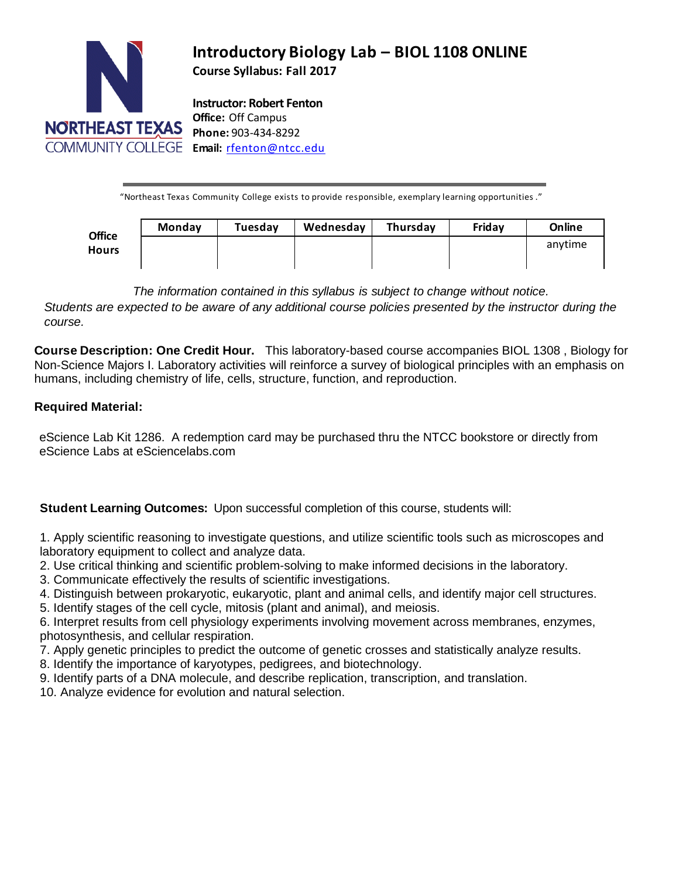# Introductory Biology Lab – BIOL 1108 ONLINE

**Course Syllabus: Fall 2017**

**Instructor: Robert Fenton**
**Office:** Off Campus
**Phone:** 903-434-8292
**Email:** rfenton@ntcc.edu

"Northeast Texas Community College exists to provide responsible, exemplary learning opportunities."

| Office Hours | Monday | Tuesday | Wednesday | Thursday | Friday | Online |
|---|---|---|---|---|---|---|
| | | | | | | anytime |

*The information contained in this syllabus is subject to change without notice. Students are expected to be aware of any additional course policies presented by the instructor during the course.*

**Course Description: One Credit Hour.** This laboratory-based course accompanies BIOL 1308 , Biology for Non-Science Majors I. Laboratory activities will reinforce a survey of biological principles with an emphasis on humans, including chemistry of life, cells, structure, function, and reproduction.

**Required Material:**

eScience Lab Kit 1286. A redemption card may be purchased thru the NTCC bookstore or directly from eScience Labs at eSciencelabs.com

**Student Learning Outcomes:** Upon successful completion of this course, students will:

1. Apply scientific reasoning to investigate questions, and utilize scientific tools such as microscopes and laboratory equipment to collect and analyze data.
2. Use critical thinking and scientific problem-solving to make informed decisions in the laboratory.
3. Communicate effectively the results of scientific investigations.
4. Distinguish between prokaryotic, eukaryotic, plant and animal cells, and identify major cell structures.
5. Identify stages of the cell cycle, mitosis (plant and animal), and meiosis.
6. Interpret results from cell physiology experiments involving movement across membranes, enzymes, photosynthesis, and cellular respiration.
7. Apply genetic principles to predict the outcome of genetic crosses and statistically analyze results.
8. Identify the importance of karyotypes, pedigrees, and biotechnology.
9. Identify parts of a DNA molecule, and describe replication, transcription, and translation.
10. Analyze evidence for evolution and natural selection.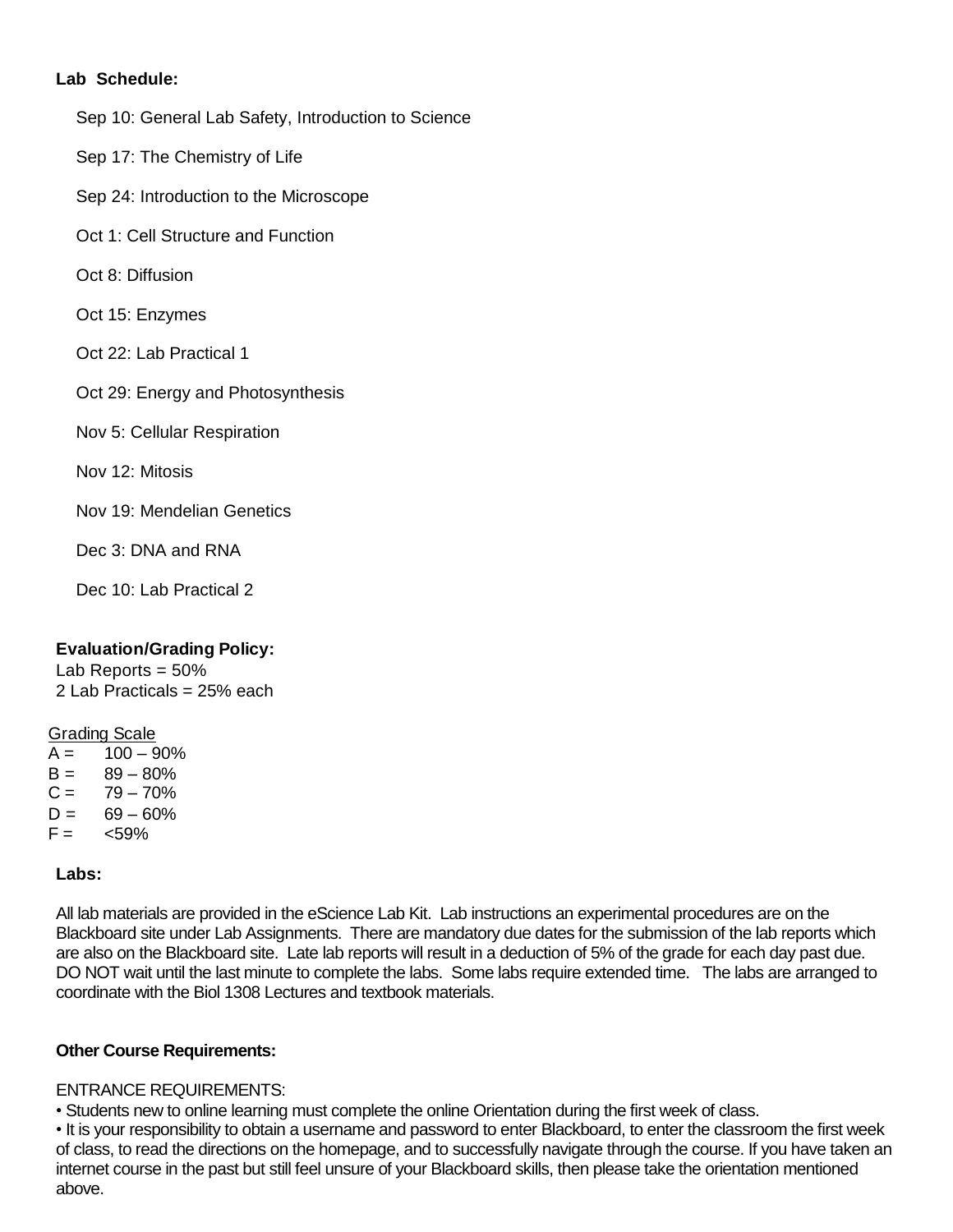**Lab Schedule:**

Sep 10: General Lab Safety, Introduction to Science

Sep 17: The Chemistry of Life

Sep 24: Introduction to the Microscope

Oct 1: Cell Structure and Function

Oct 8: Diffusion

Oct 15: Enzymes

Oct 22: Lab Practical 1

Oct 29: Energy and Photosynthesis

Nov 5: Cellular Respiration

Nov 12: Mitosis

Nov 19: Mendelian Genetics

Dec 3: DNA and RNA

Dec 10: Lab Practical 2

**Evaluation/Grading Policy:**

Lab Reports = 50%
2 Lab Practicals = 25% each

Grading Scale

A = 100 – 90%
B = 89 – 80%
C = 79 – 70%
D = 69 – 60%
F = <59%

**Labs:**

All lab materials are provided in the eScience Lab Kit. Lab instructions an experimental procedures are on the Blackboard site under Lab Assignments. There are mandatory due dates for the submission of the lab reports which are also on the Blackboard site. Late lab reports will result in a deduction of 5% of the grade for each day past due. DO NOT wait until the last minute to complete the labs. Some labs require extended time. The labs are arranged to coordinate with the Biol 1308 Lectures and textbook materials.

**Other Course Requirements:**

ENTRANCE REQUIREMENTS:

• Students new to online learning must complete the online Orientation during the first week of class.
• It is your responsibility to obtain a username and password to enter Blackboard, to enter the classroom the first week of class, to read the directions on the homepage, and to successfully navigate through the course. If you have taken an internet course in the past but still feel unsure of your Blackboard skills, then please take the orientation mentioned above.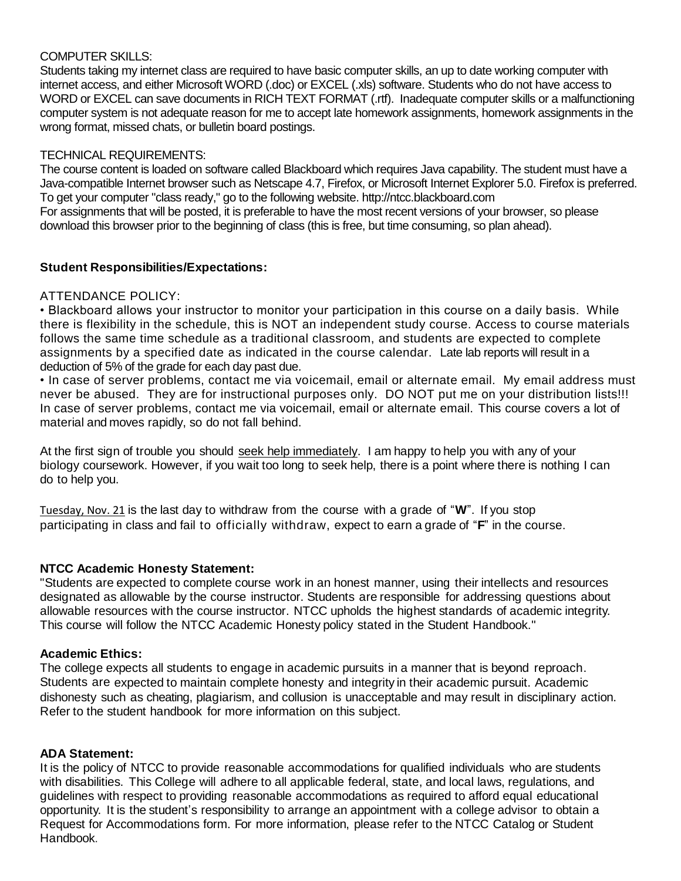COMPUTER SKILLS:
Students taking my internet class are required to have basic computer skills, an up to date working computer with internet access, and either Microsoft WORD (.doc) or EXCEL (.xls) software. Students who do not have access to WORD or EXCEL can save documents in RICH TEXT FORMAT (.rtf). Inadequate computer skills or a malfunctioning computer system is not adequate reason for me to accept late homework assignments, homework assignments in the wrong format, missed chats, or bulletin board postings.

TECHNICAL REQUIREMENTS:
The course content is loaded on software called Blackboard which requires Java capability. The student must have a Java-compatible Internet browser such as Netscape 4.7, Firefox, or Microsoft Internet Explorer 5.0. Firefox is preferred. To get your computer "class ready," go to the following website. http://ntcc.blackboard.com
For assignments that will be posted, it is preferable to have the most recent versions of your browser, so please download this browser prior to the beginning of class (this is free, but time consuming, so plan ahead).

**Student Responsibilities/Expectations:**

ATTENDANCE POLICY:

- Blackboard allows your instructor to monitor your participation in this course on a daily basis. While there is flexibility in the schedule, this is NOT an independent study course. Access to course materials follows the same time schedule as a traditional classroom, and students are expected to complete assignments by a specified date as indicated in the course calendar. Late lab reports will result in a deduction of 5% of the grade for each day past due.
- In case of server problems, contact me via voicemail, email or alternate email. My email address must never be abused. They are for instructional purposes only. DO NOT put me on your distribution lists!!! In case of server problems, contact me via voicemail, email or alternate email. This course covers a lot of material and moves rapidly, so do not fall behind.

At the first sign of trouble you should seek help immediately. I am happy to help you with any of your biology coursework. However, if you wait too long to seek help, there is a point where there is nothing I can do to help you.

Tuesday, Nov. 21 is the last day to withdraw from the course with a grade of "**W**". If you stop participating in class and fail to officially withdraw, expect to earn a grade of "**F**" in the course.

**NTCC Academic Honesty Statement:**
"Students are expected to complete course work in an honest manner, using their intellects and resources designated as allowable by the course instructor. Students are responsible for addressing questions about allowable resources with the course instructor. NTCC upholds the highest standards of academic integrity. This course will follow the NTCC Academic Honesty policy stated in the Student Handbook."

**Academic Ethics:**
The college expects all students to engage in academic pursuits in a manner that is beyond reproach. Students are expected to maintain complete honesty and integrity in their academic pursuit. Academic dishonesty such as cheating, plagiarism, and collusion is unacceptable and may result in disciplinary action. Refer to the student handbook for more information on this subject.

**ADA Statement:**
It is the policy of NTCC to provide reasonable accommodations for qualified individuals who are students with disabilities. This College will adhere to all applicable federal, state, and local laws, regulations, and guidelines with respect to providing reasonable accommodations as required to afford equal educational opportunity. It is the student's responsibility to arrange an appointment with a college advisor to obtain a Request for Accommodations form. For more information, please refer to the NTCC Catalog or Student Handbook.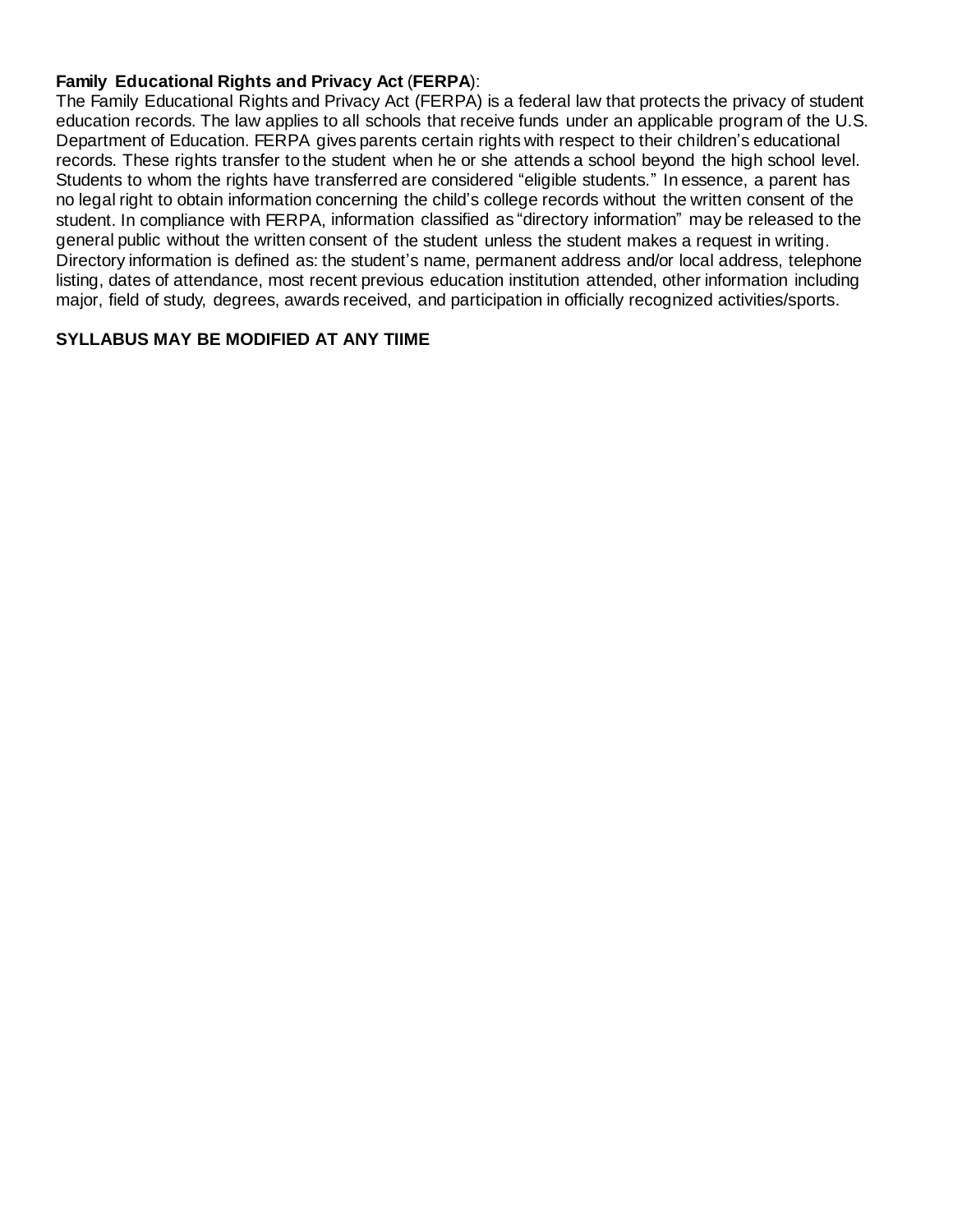**Family Educational Rights and Privacy Act** (**FERPA**):
The Family Educational Rights and Privacy Act (FERPA) is a federal law that protects the privacy of student education records. The law applies to all schools that receive funds under an applicable program of the U.S. Department of Education. FERPA gives parents certain rights with respect to their children's educational records. These rights transfer to the student when he or she attends a school beyond the high school level. Students to whom the rights have transferred are considered "eligible students." In essence, a parent has no legal right to obtain information concerning the child's college records without the written consent of the student. In compliance with FERPA, information classified as "directory information" may be released to the general public without the written consent of the student unless the student makes a request in writing. Directory information is defined as: the student's name, permanent address and/or local address, telephone listing, dates of attendance, most recent previous education institution attended, other information including major, field of study, degrees, awards received, and participation in officially recognized activities/sports.

**SYLLABUS MAY BE MODIFIED AT ANY TIIME**